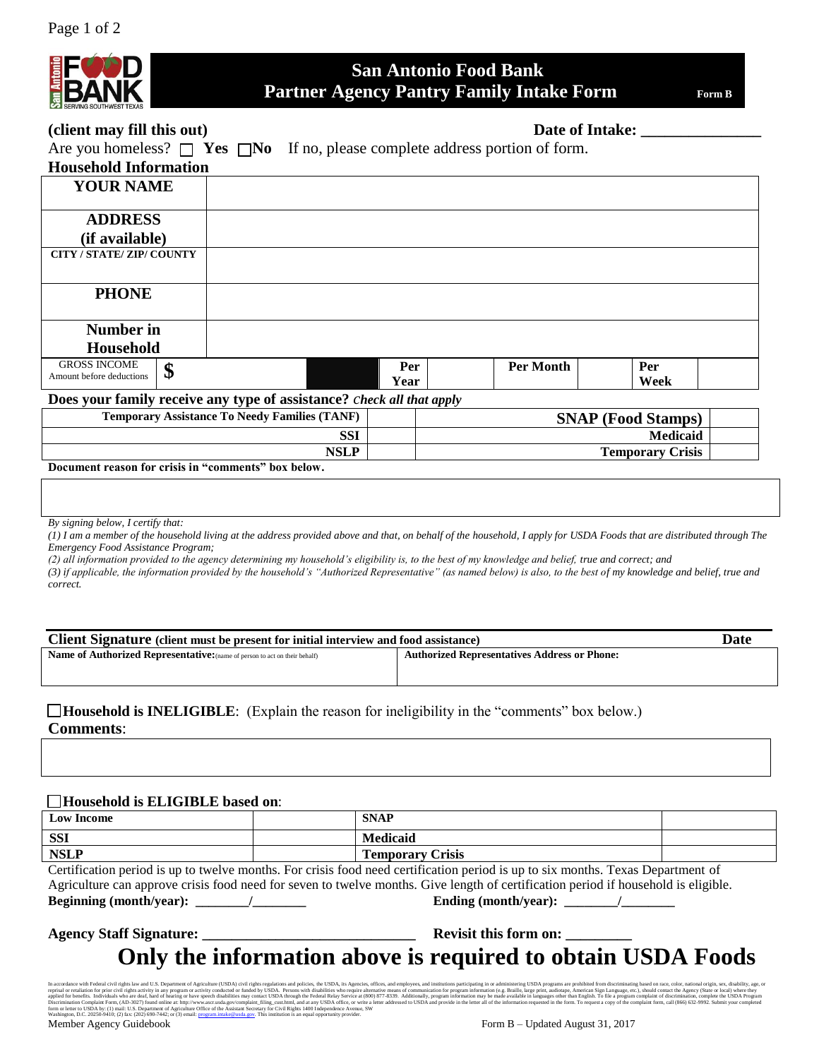# San Antonio Food Bank
## Partner Agency Pantry Family Intake Form

**Form B**

**(client may fill this out)** **Date of Intake: _______________**

Are you homeless? ☐ **Yes** ☐**No** If no, please complete address portion of form.

**Household Information**

| | |
|---|---|
| **YOUR NAME** | |
| **ADDRESS (if available)** | |
| **CITY / STATE/ ZIP/ COUNTY** | |
| **PHONE** | |
| **Number in Household** | |

| GROSS INCOME Amount before deductions | $ | | Per Year | | Per Month | | Per Week | |
|---|---|---|---|---|---|---|---|---|

**Does your family receive any type of assistance?** *Check all that apply*

| | | | |
|---|---|---|---|
| **Temporary Assistance To Needy Families (TANF)** | | **SNAP (Food Stamps)** | |
| **SSI** | | **Medicaid** | |
| **NSLP** | | **Temporary Crisis** | |

**Document reason for crisis in "comments" box below.**

*By signing below, I certify that:*

*(1) I am a member of the household living at the address provided above and that, on behalf of the household, I apply for USDA Foods that are distributed through The Emergency Food Assistance Program;*

*(2) all information provided to the agency determining my household's eligibility is, to the best of my knowledge and belief, true and correct; and*

*(3) if applicable, the information provided by the household's "Authorized Representative" (as named below) is also, to the best of my knowledge and belief, true and correct.*

| **Client Signature (client must be present for initial interview and food assistance)** | **Date** |
|---|---|
| **Name of Authorized Representative:** (name of person to act on their behalf) | **Authorized Representatives Address or Phone:** |

☐**Household is INELIGIBLE**: (Explain the reason for ineligibility in the "comments" box below.)

**Comments**:

☐**Household is ELIGIBLE based on**:

| | | | |
|---|---|---|---|
| **Low Income** | | **SNAP** | |
| **SSI** | | **Medicaid** | |
| **NSLP** | | **Temporary Crisis** | |

Certification period is up to twelve months. For crisis food need certification period is up to six months. Texas Department of Agriculture can approve crisis food need for seven to twelve months. Give length of certification period if household is eligible.

**Beginning (month/year): ________/________** **Ending (month/year): ________/________**

**Agency Staff Signature: ____________________________** **Revisit this form on: _________**

# Only the information above is required to obtain USDA Foods

In accordance with Federal civil rights law and U.S. Department of Agriculture (USDA) civil rights regulations and policies, the USDA, its Agencies, offices, and employees, and institutions participating in or administering USDA programs are prohibited from discriminating based on race, color, national origin, sex, disability, age, or reprisal or retaliation for prior civil rights activity in any program or activity conducted or funded by USDA. Persons with disabilities who require alternative means of communication for program information (e.g. Braille, large print, audiotape, American Sign Language, etc.), should contact the Agency (State or local) where they applied for benefits. Individuals who are deaf, hard of hearing or have speech disabilities may contact USDA through the Federal Relay Service at (800) 877-8339. Additionally, program information may be made available in languages other than English. To file a program complaint of discrimination, complete the USDA Program Discrimination Complaint Form, (AD-3027) found online at: http://www.ascr.usda.gov/complaint_filing_cust.html, and at any USDA office, or write a letter addressed to USDA and provide in the letter all of the information requested in the form. To request a copy of the complaint form, call (866) 632-9992. Submit your completed form or letter to USDA by: (1) mail: U.S. Department of Agriculture Office of the Assistant Secretary for Civil Rights 1400 Independence Avenue, SW Washington, D.C. 20250-9410; (2) fax: (202) 690-7442; or (3) email: program.intake@usda.gov. This institution is an equal opportunity provider.

Member Agency Guidebook | Form B – Updated August 31, 2017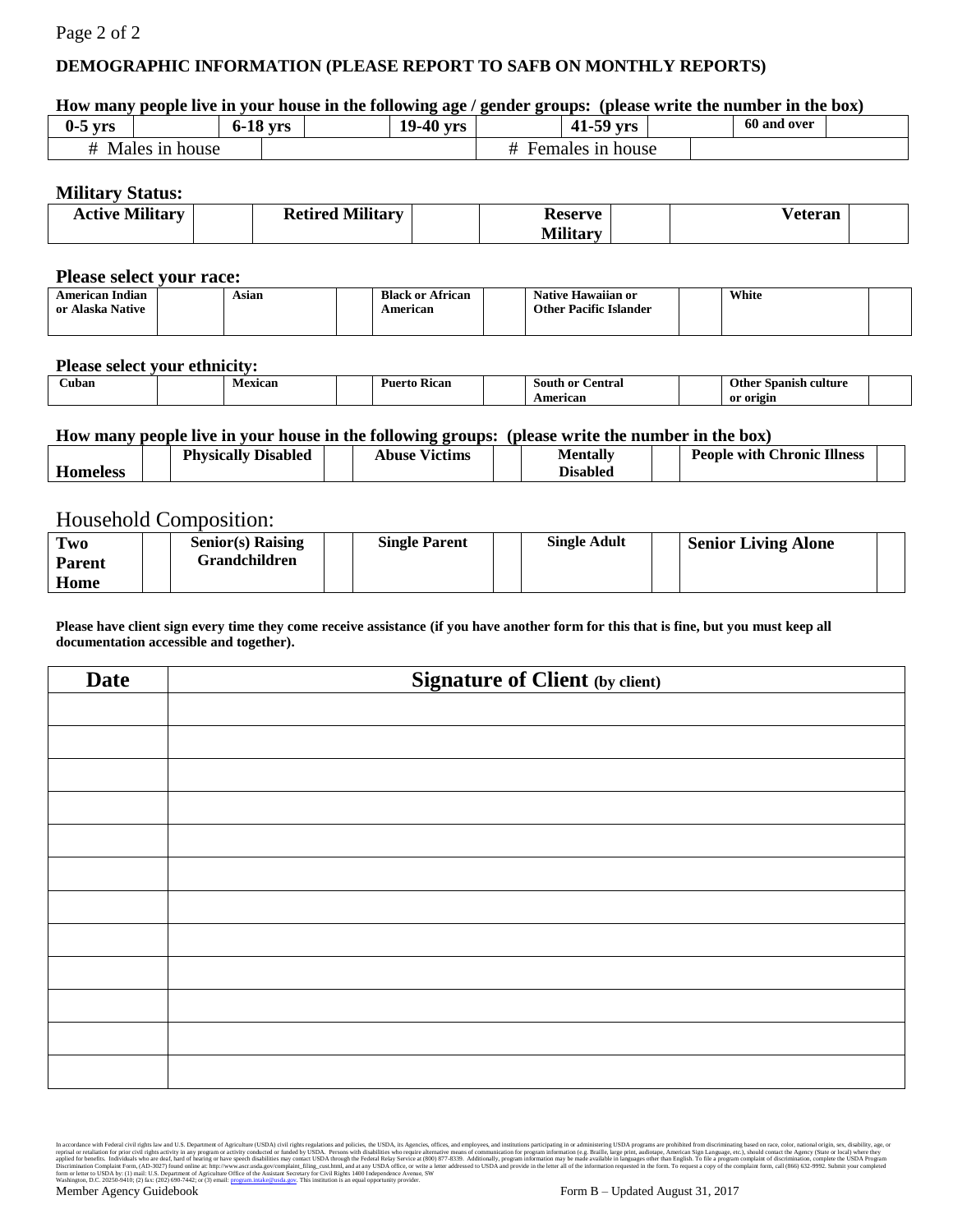## DEMOGRAPHIC INFORMATION (PLEASE REPORT TO SAFB ON MONTHLY REPORTS)

**How many people live in your house in the following age / gender groups: (please write the number in the box)**

| 0-5 yrs | | 6-18 yrs | | 19-40 yrs | | 41-59 yrs | | 60 and over | |
|---|---|---|---|---|---|---|---|---|---|
| # Males in house | | | | | # Females in house | | | | |

**Military Status:**

| Active Military | | Retired Military | | Reserve Military | | Veteran | |
|---|---|---|---|---|---|---|---|

**Please select your race:**

| American Indian or Alaska Native | | Asian | | Black or African American | | Native Hawaiian or Other Pacific Islander | | White | |
|---|---|---|---|---|---|---|---|---|---|

**Please select your ethnicity:**

| Cuban | | Mexican | | Puerto Rican | | South or Central American | | Other Spanish culture or origin | |
|---|---|---|---|---|---|---|---|---|---|

**How many people live in your house in the following groups: (please write the number in the box)**

| Homeless | | Physically Disabled | | Abuse Victims | | Mentally Disabled | | People with Chronic Illness | |
|---|---|---|---|---|---|---|---|---|---|

## Household Composition:

| Two Parent Home | | Senior(s) Raising Grandchildren | | Single Parent | | Single Adult | | Senior Living Alone | |
|---|---|---|---|---|---|---|---|---|---|

**Please have client sign every time they come receive assistance (if you have another form for this that is fine, but you must keep all documentation accessible and together).**

| Date | Signature of Client (by client) |
|---|---|
| | |
| | |
| | |
| | |
| | |
| | |
| | |
| | |
| | |
| | |
| | |
| | |

In accordance with Federal civil rights law and U.S. Department of Agriculture (USDA) civil rights regulations and policies, the USDA, its Agencies, offices, and employees, and institutions participating in or administering USDA programs are prohibited from discriminating based on race, color, national origin, sex, disability, age, or reprisal or retaliation for prior civil rights activity in any program or activity conducted or funded by USDA. Persons with disabilities who require alternative means of communication for program information (e.g. Braille, large print, audiotape, American Sign Language, etc.), should contact the Agency (State or local) where they applied for benefits. Individuals who are deaf, hard of hearing or have speech disabilities may contact USDA through the Federal Relay Service at (800) 877-8339. Additionally, program information may be made available in languages other than English. To file a program complaint of discrimination, complete the USDA Program Discrimination Complaint Form, (AD-3027) found online at: http://www.ascr.usda.gov/complaint_filing_cust.html, and at any USDA office, or write a letter addressed to USDA and provide in the letter all of the information requested in the form. To request a copy of the complaint form, call (866) 632-9992. Submit your completed form or letter to USDA by: (1) mail: U.S. Department of Agriculture Office of the Assistant Secretary for Civil Rights 1400 Independence Avenue, SW Washington, D.C. 20250-9410; (2) fax: (202) 690-7442; or (3) email: program.intake@usda.gov. This institution is an equal opportunity provider.

Member Agency Guidebook — Form B – Updated August 31, 2017